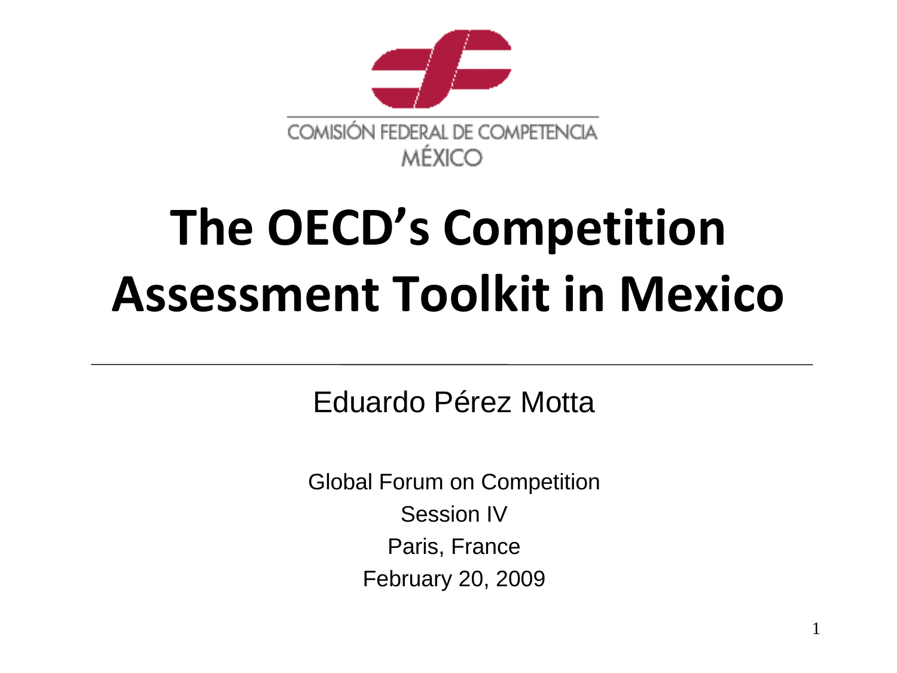COMISIÓN FEDERAL DE COMPETENCIA
MÉXICO

# The OECD's Competition Assessment Toolkit in Mexico

Eduardo Pérez Motta

Global Forum on Competition
Session IV
Paris, France
February 20, 2009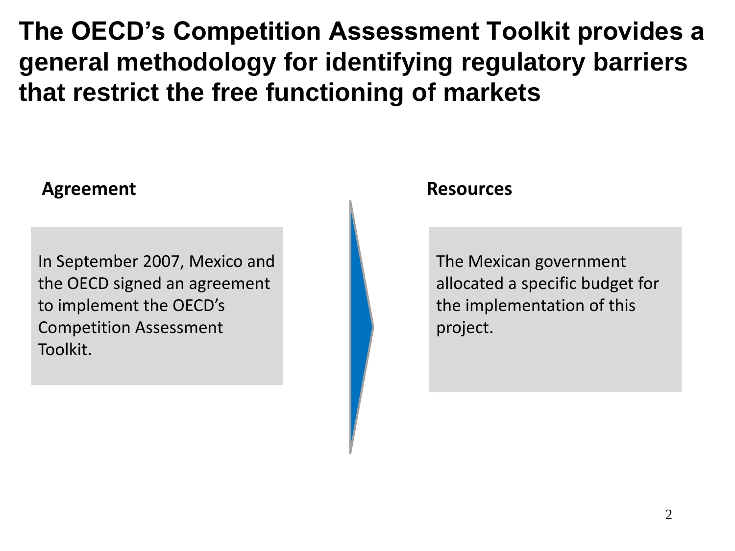# The OECD's Competition Assessment Toolkit provides a general methodology for identifying regulatory barriers that restrict the free functioning of markets

**Agreement**

In September 2007, Mexico and the OECD signed an agreement to implement the OECD's Competition Assessment Toolkit.

**Resources**

The Mexican government allocated a specific budget for the implementation of this project.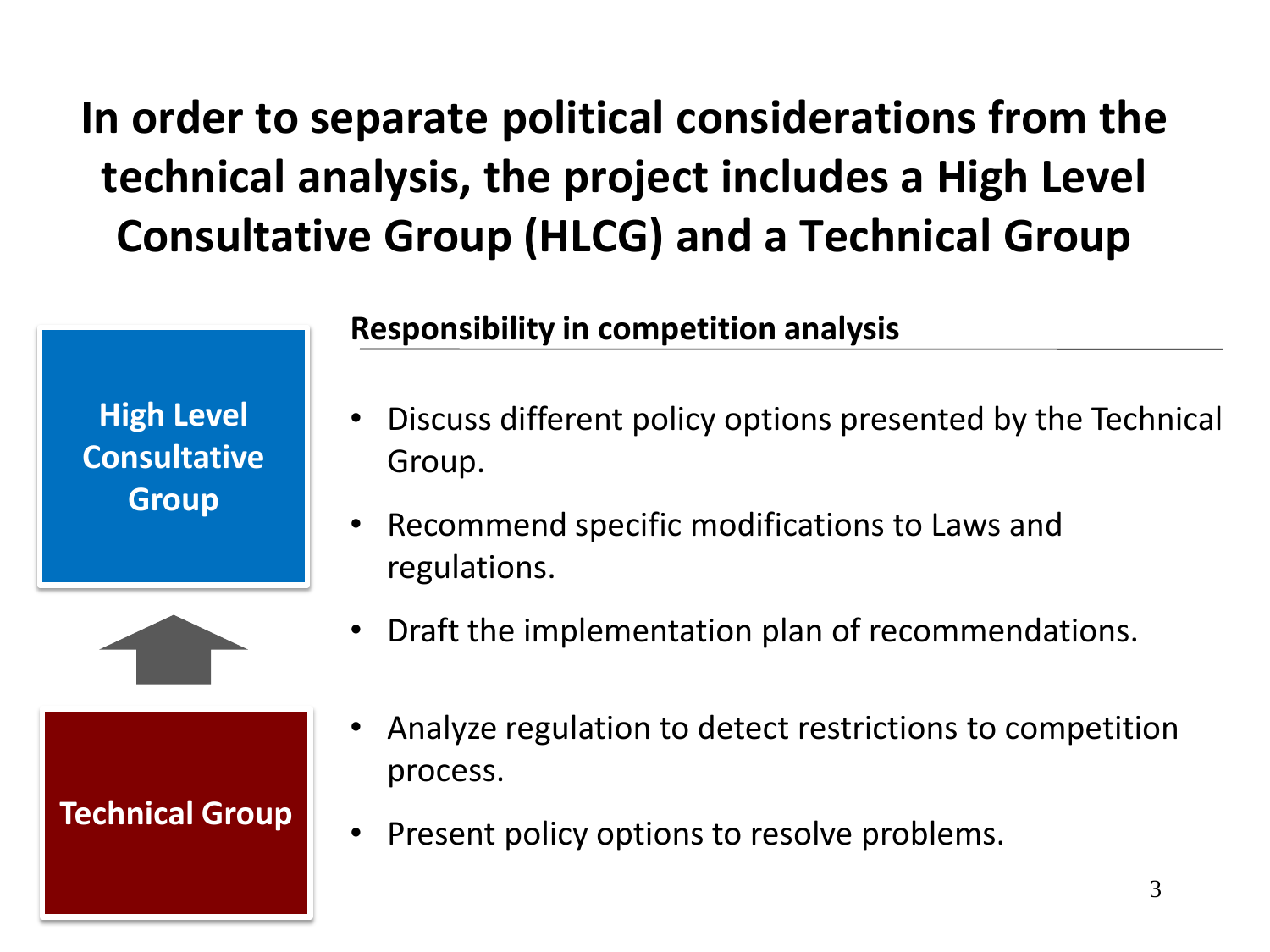# In order to separate political considerations from the technical analysis, the project includes a High Level Consultative Group (HLCG) and a Technical Group

**Responsibility in competition analysis**

**High Level Consultative Group**

- Discuss different policy options presented by the Technical Group.
- Recommend specific modifications to Laws and regulations.
- Draft the implementation plan of recommendations.

**Technical Group**

- Analyze regulation to detect restrictions to competition process.
- Present policy options to resolve problems.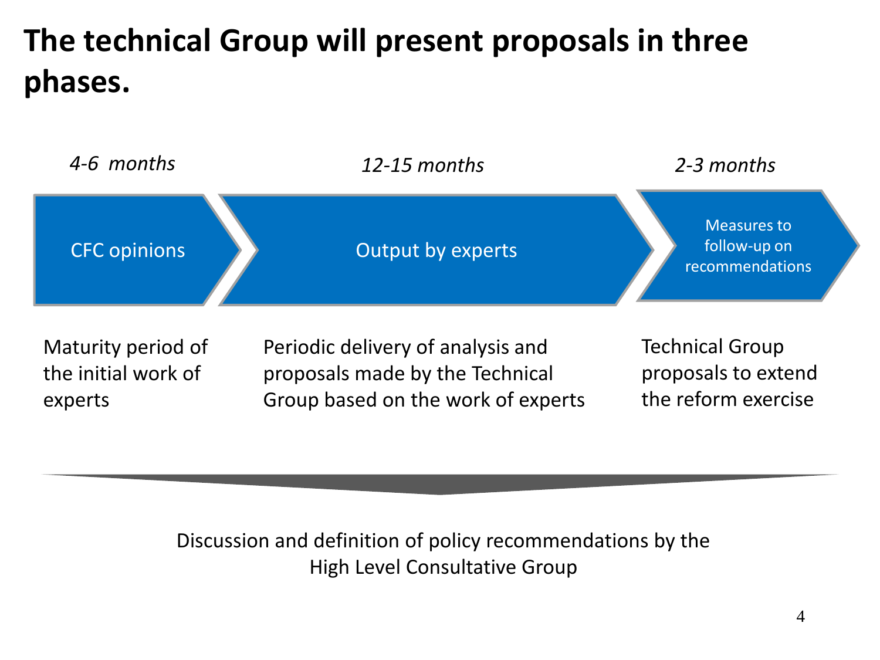# The technical Group will present proposals in three phases.

| *4-6 months* | *12-15 months* | *2-3 months* |
| --- | --- | --- |
| CFC opinions | Output by experts | Measures to follow-up on recommendations |
| Maturity period of the initial work of experts | Periodic delivery of analysis and proposals made by the Technical Group based on the work of experts | Technical Group proposals to extend the reform exercise |

Discussion and definition of policy recommendations by the High Level Consultative Group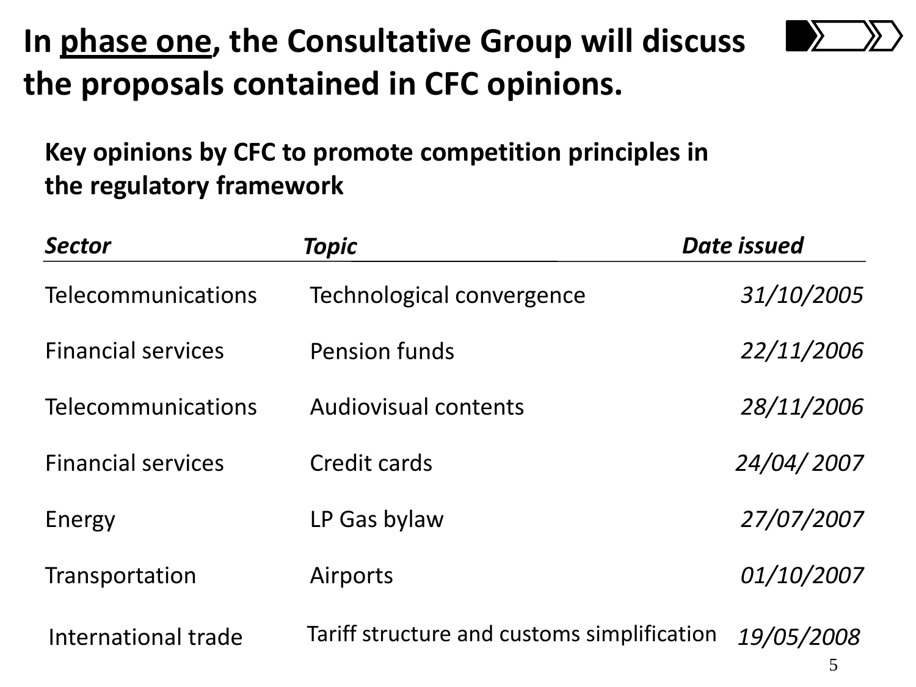# In phase one, the Consultative Group will discuss the proposals contained in CFC opinions.

## Key opinions by CFC to promote competition principles in the regulatory framework

| *Sector* | *Topic* | *Date issued* |
| --- | --- | --- |
| Telecommunications | Technological convergence | *31/10/2005* |
| Financial services | Pension funds | *22/11/2006* |
| Telecommunications | Audiovisual contents | *28/11/2006* |
| Financial services | Credit cards | *24/04/ 2007* |
| Energy | LP Gas bylaw | *27/07/2007* |
| Transportation | Airports | *01/10/2007* |
| International trade | Tariff structure and customs simplification | *19/05/2008* |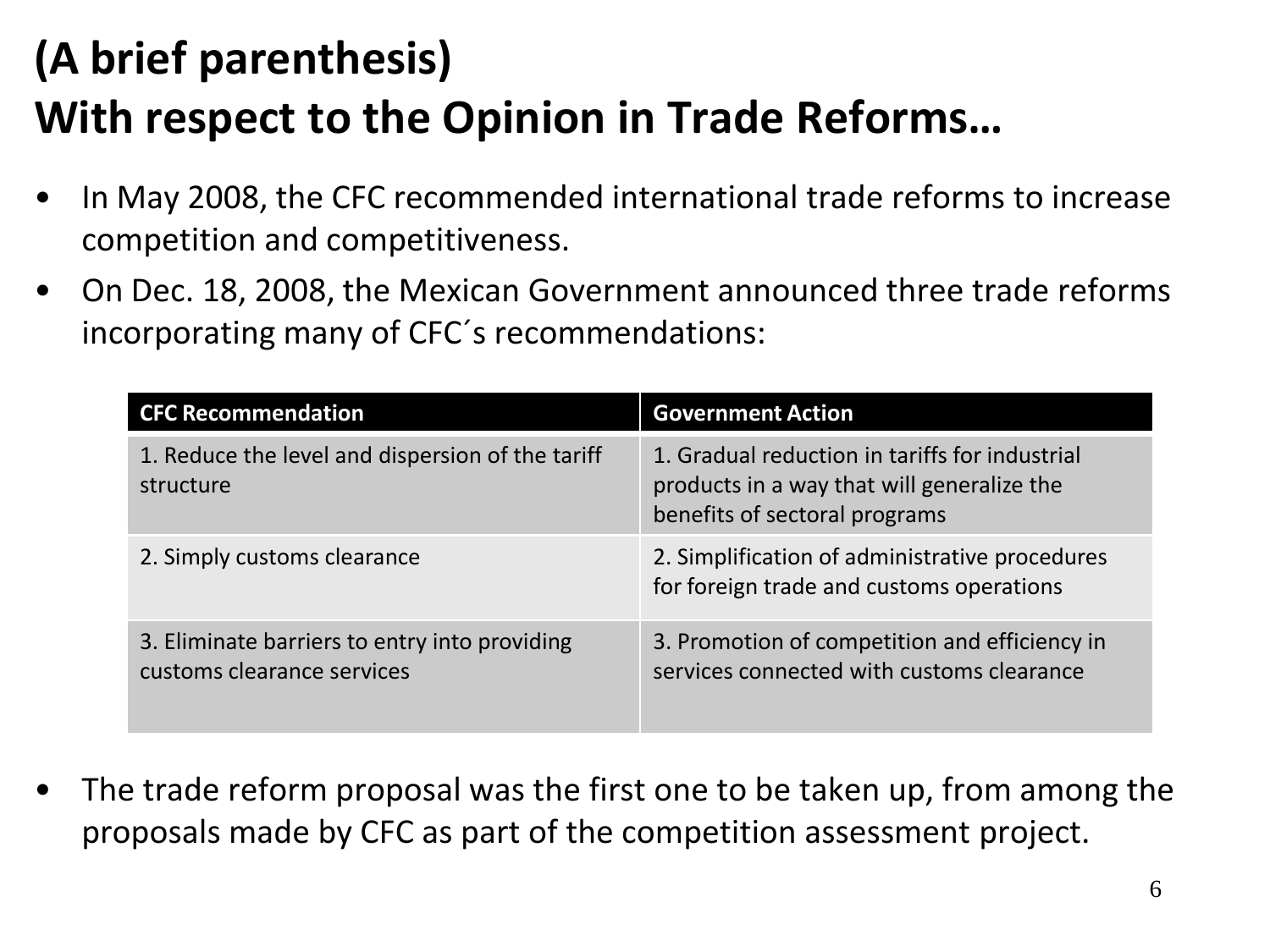# (A brief parenthesis)
# With respect to the Opinion in Trade Reforms…

- In May 2008, the CFC recommended international trade reforms to increase competition and competitiveness.
- On Dec. 18, 2008, the Mexican Government announced three trade reforms incorporating many of CFC´s recommendations:

| CFC Recommendation | Government Action |
| --- | --- |
| 1. Reduce the level and dispersion of the tariff structure | 1. Gradual reduction in tariffs for industrial products in a way that will generalize the benefits of sectoral programs |
| 2. Simply customs clearance | 2. Simplification of administrative procedures for foreign trade and customs operations |
| 3. Eliminate barriers to entry into providing customs clearance services | 3. Promotion of competition and efficiency in services connected with customs clearance |

- The trade reform proposal was the first one to be taken up, from among the proposals made by CFC as part of the competition assessment project.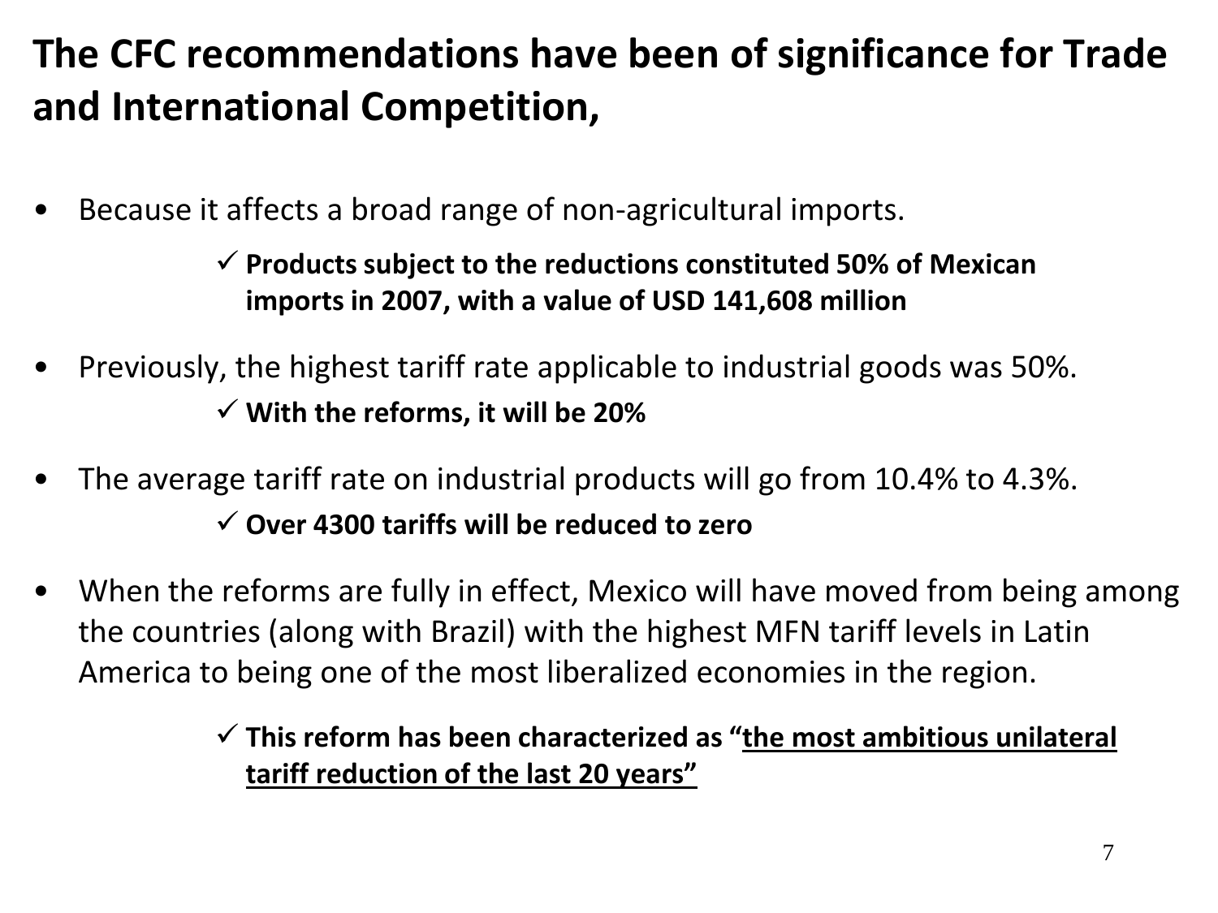# The CFC recommendations have been of significance for Trade and International Competition,

- Because it affects a broad range of non-agricultural imports.
  - ✓ **Products subject to the reductions constituted 50% of Mexican imports in 2007, with a value of USD 141,608 million**
- Previously, the highest tariff rate applicable to industrial goods was 50%.
  - ✓ **With the reforms, it will be 20%**
- The average tariff rate on industrial products will go from 10.4% to 4.3%.
  - ✓ **Over 4300 tariffs will be reduced to zero**
- When the reforms are fully in effect, Mexico will have moved from being among the countries (along with Brazil) with the highest MFN tariff levels in Latin America to being one of the most liberalized economies in the region.
  - ✓ **This reform has been characterized as "<u>the most ambitious unilateral tariff reduction of the last 20 years</u>"**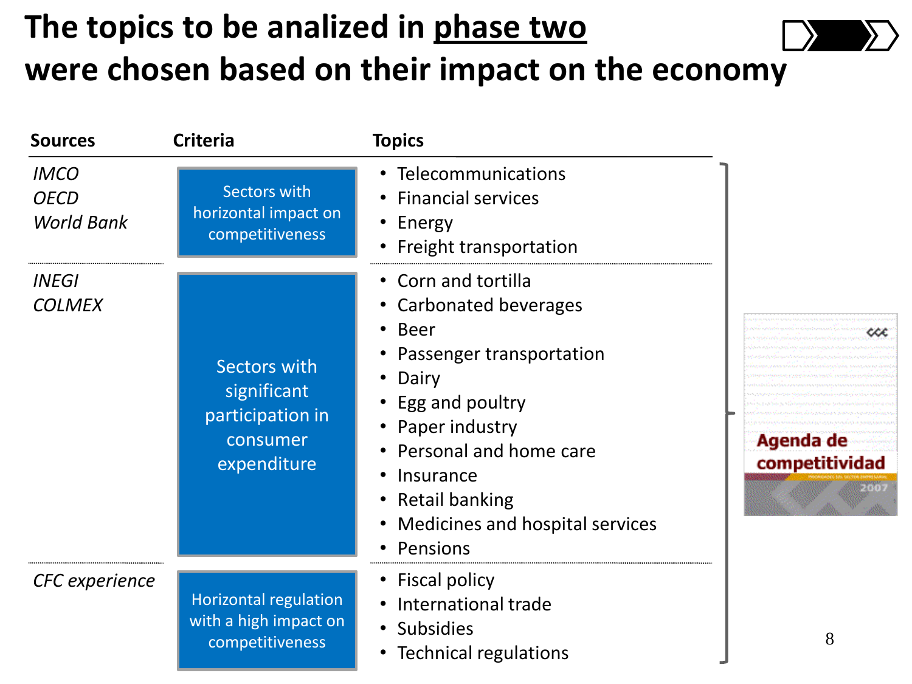# The topics to be analized in phase two were chosen based on their impact on the economy

| Sources | Criteria | Topics |
|---|---|---|
| *IMCO*<br>*OECD*<br>*World Bank* | Sectors with horizontal impact on competitiveness | • Telecommunications<br>• Financial services<br>• Energy<br>• Freight transportation |
| *INEGI*<br>*COLMEX* | Sectors with significant participation in consumer expenditure | • Corn and tortilla<br>• Carbonated beverages<br>• Beer<br>• Passenger transportation<br>• Dairy<br>• Egg and poultry<br>• Paper industry<br>• Personal and home care<br>• Insurance<br>• Retail banking<br>• Medicines and hospital services<br>• Pensions |
| *CFC experience* | Horizontal regulation with a high impact on competitiveness | • Fiscal policy<br>• International trade<br>• Subsidies<br>• Technical regulations |

Agenda de competitividad 2007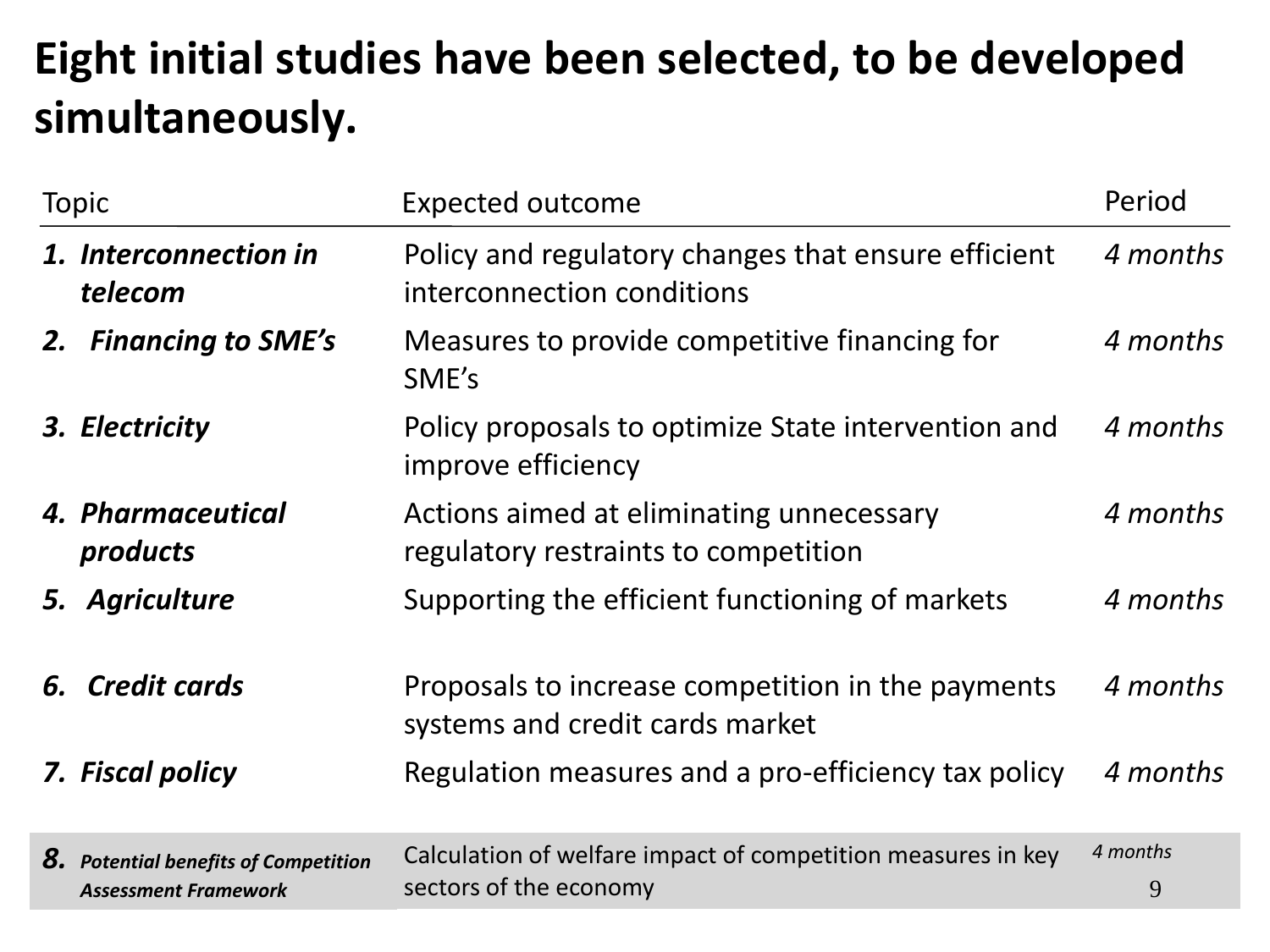# Eight initial studies have been selected, to be developed simultaneously.

| Topic | Expected outcome | Period |
|---|---|---|
| ***1. Interconnection in telecom*** | Policy and regulatory changes that ensure efficient interconnection conditions | *4 months* |
| ***2. Financing to SME's*** | Measures to provide competitive financing for SME's | *4 months* |
| ***3. Electricity*** | Policy proposals to optimize State intervention and improve efficiency | *4 months* |
| ***4. Pharmaceutical products*** | Actions aimed at eliminating unnecessary regulatory restraints to competition | *4 months* |
| ***5. Agriculture*** | Supporting the efficient functioning of markets | *4 months* |
| ***6. Credit cards*** | Proposals to increase competition in the payments systems and credit cards market | *4 months* |
| ***7. Fiscal policy*** | Regulation measures and a pro-efficiency tax policy | *4 months* |
| ***8. Potential benefits of Competition Assessment Framework*** | Calculation of welfare impact of competition measures in key sectors of the economy | *4 months* |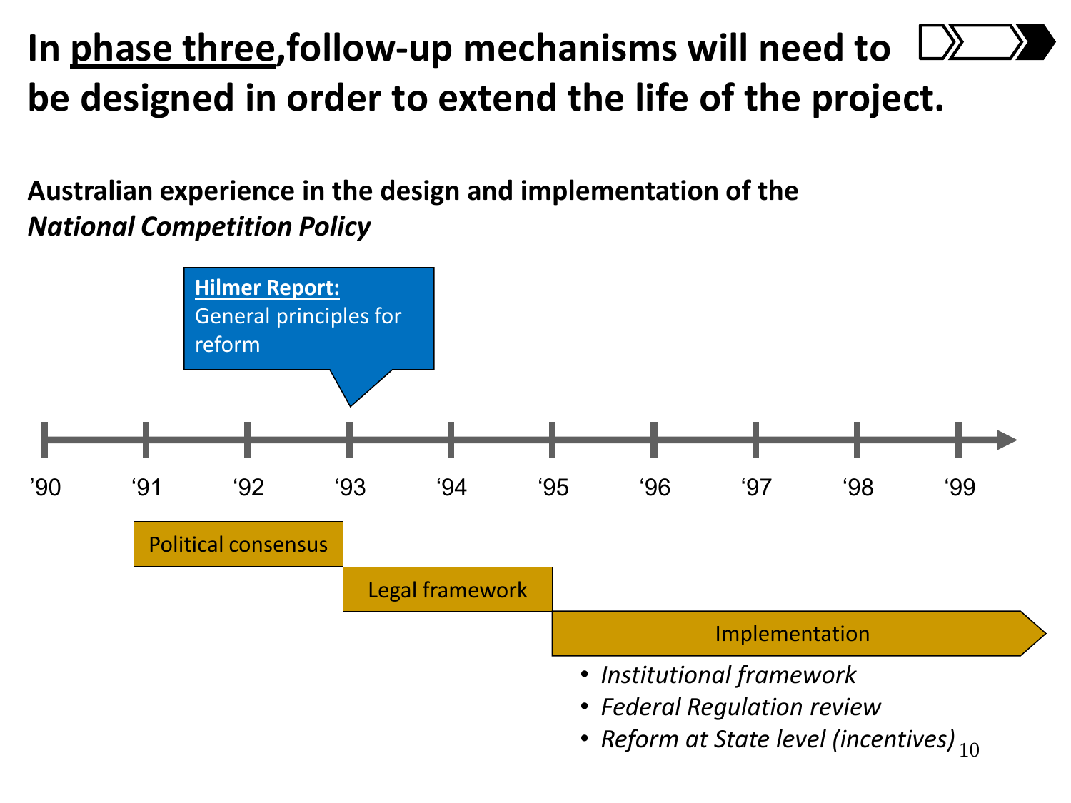# In <u>phase three</u>,follow-up mechanisms will need to be designed in order to extend the life of the project.

**Australian experience in the design and implementation of the *National Competition Policy***

**Hilmer Report:**
General principles for reform

’90 ‘91 ‘92 ‘93 ‘94 ‘95 ‘96 ‘97 ‘98 ‘99

Political consensus

Legal framework

Implementation

- *Institutional framework*
- *Federal Regulation review*
- *Reform at State level (incentives)*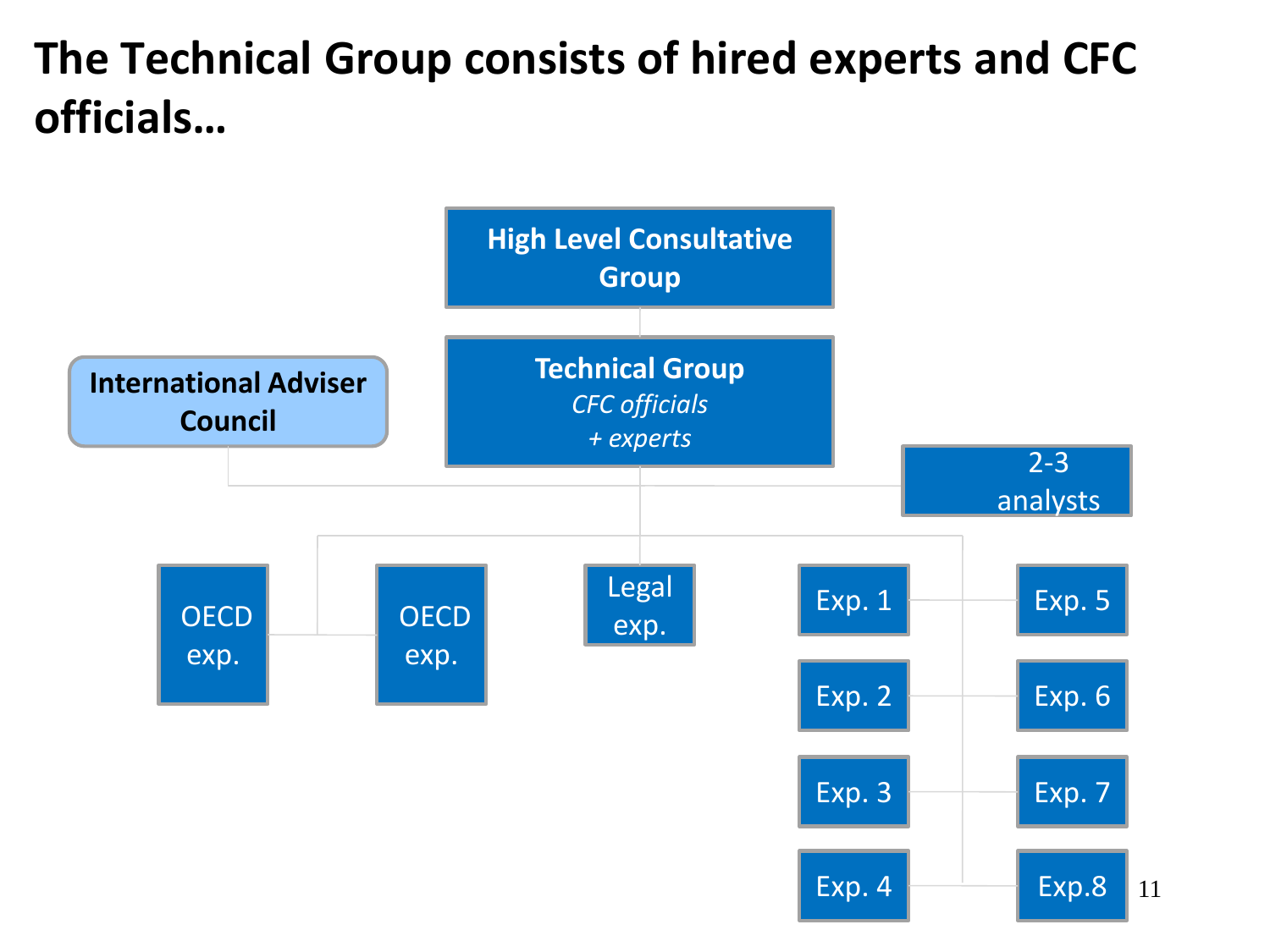# The Technical Group consists of hired experts and CFC officials…

**High Level Consultative Group**

**Technical Group**
*CFC officials*
*+ experts*

**International Adviser Council**

2-3 analysts

- OECD exp.
- OECD exp.
- Legal exp.
- Exp. 1
- Exp. 2
- Exp. 3
- Exp. 4
- Exp. 5
- Exp. 6
- Exp. 7
- Exp.8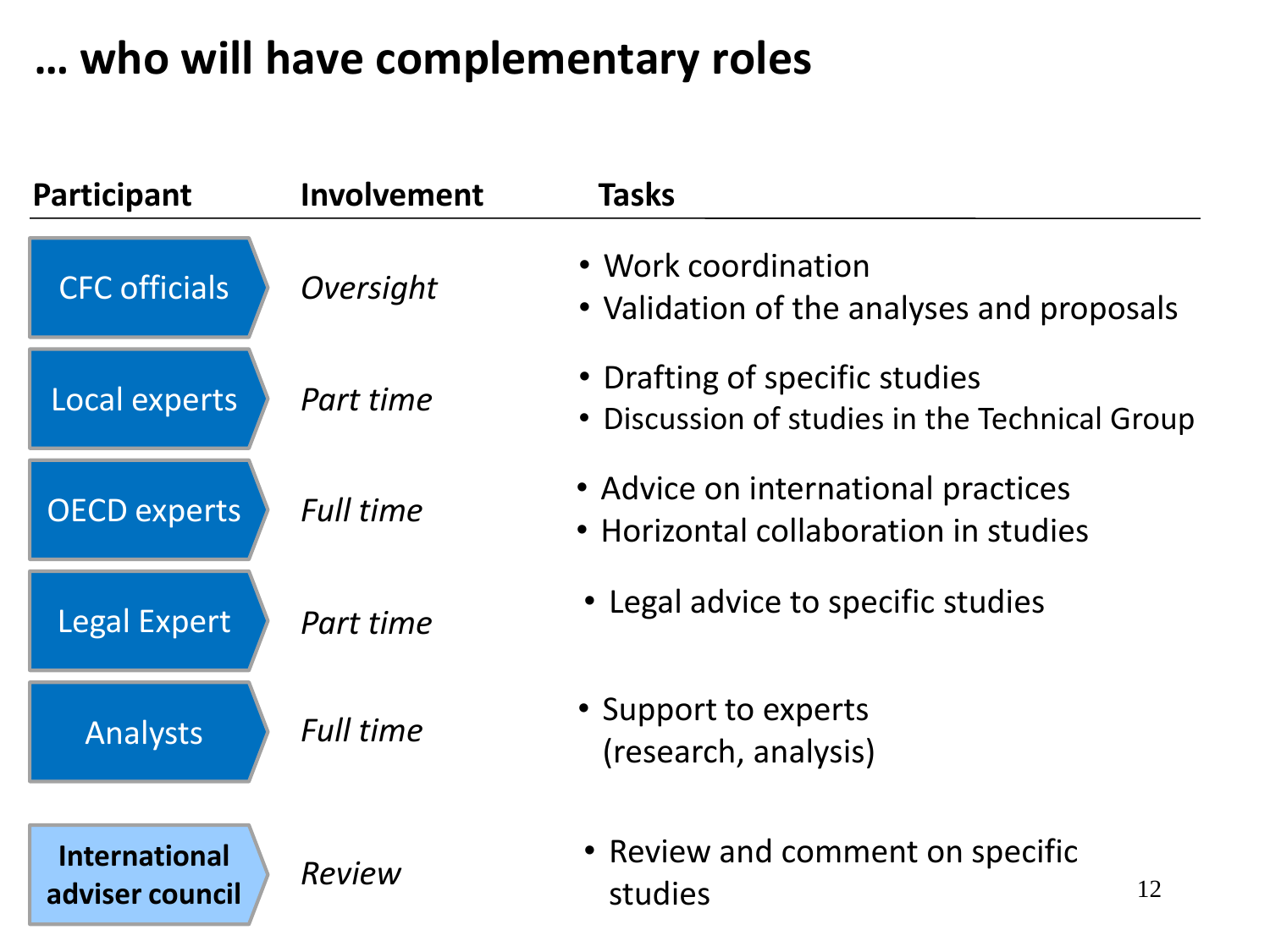# … who will have complementary roles

| Participant | Involvement | Tasks |
| --- | --- | --- |
| CFC officials | *Oversight* | • Work coordination<br>• Validation of the analyses and proposals |
| Local experts | *Part time* | • Drafting of specific studies<br>• Discussion of studies in the Technical Group |
| OECD experts | *Full time* | • Advice on international practices<br>• Horizontal collaboration in studies |
| Legal Expert | *Part time* | • Legal advice to specific studies |
| Analysts | *Full time* | • Support to experts (research, analysis) |
| **International adviser council** | *Review* | • Review and comment on specific studies |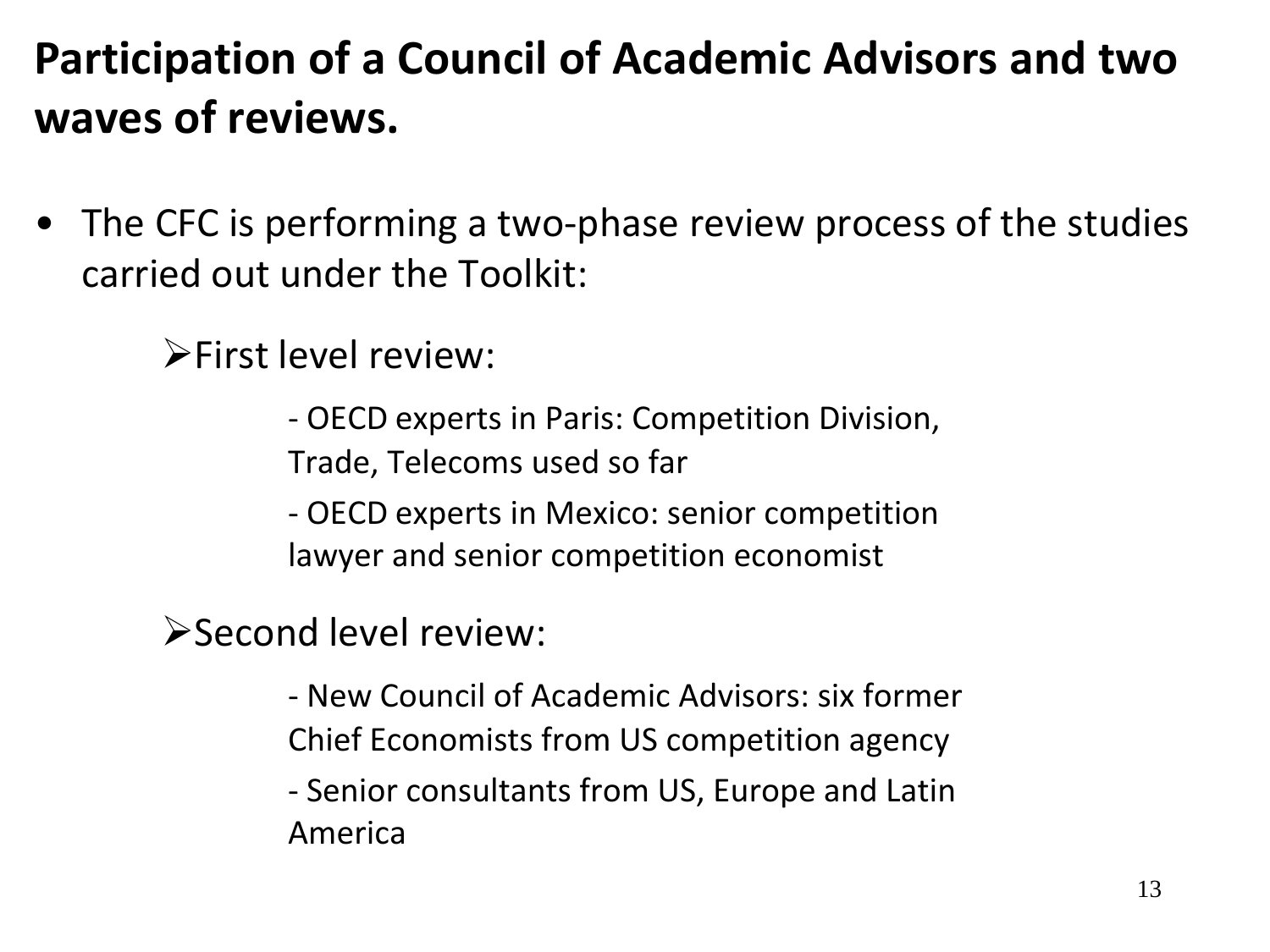# Participation of a Council of Academic Advisors and two waves of reviews.

- The CFC is performing a two-phase review process of the studies carried out under the Toolkit:

  - First level review:

    - OECD experts in Paris: Competition Division, Trade, Telecoms used so far
    - OECD experts in Mexico: senior competition lawyer and senior competition economist

  - Second level review:

    - New Council of Academic Advisors: six former Chief Economists from US competition agency
    - Senior consultants from US, Europe and Latin America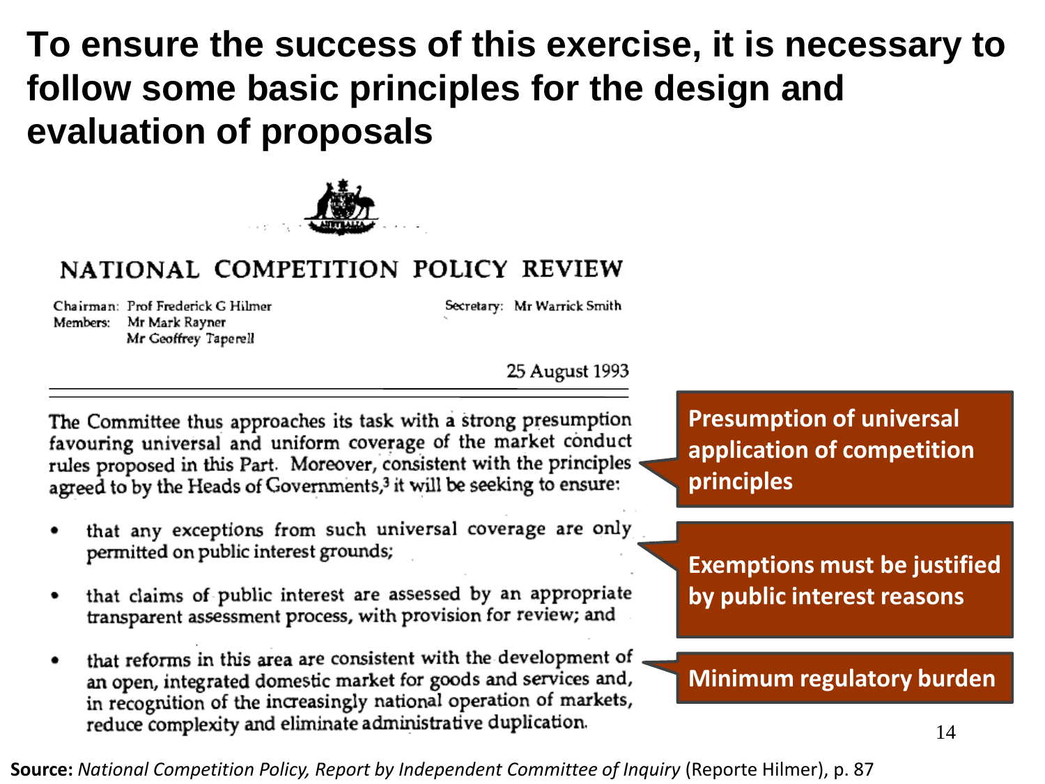# To ensure the success of this exercise, it is necessary to follow some basic principles for the design and evaluation of proposals

NATIONAL COMPETITION POLICY REVIEW

Chairman: Prof Frederick G Hilmer
Members: Mr Mark Rayner
Mr Geoffrey Taperell

Secretary: Mr Warrick Smith

25 August 1993

The Committee thus approaches its task with a strong presumption favouring universal and uniform coverage of the market conduct rules proposed in this Part. Moreover, consistent with the principles agreed to by the Heads of Governments,[3] it will be seeking to ensure:

- that any exceptions from such universal coverage are only permitted on public interest grounds;
- that claims of public interest are assessed by an appropriate transparent assessment process, with provision for review; and
- that reforms in this area are consistent with the development of an open, integrated domestic market for goods and services and, in recognition of the increasingly national operation of markets, reduce complexity and eliminate administrative duplication.

**Presumption of universal application of competition principles**

**Exemptions must be justified by public interest reasons**

**Minimum regulatory burden**

**Source:** *National Competition Policy, Report by Independent Committee of Inquiry* (Reporte Hilmer), p. 87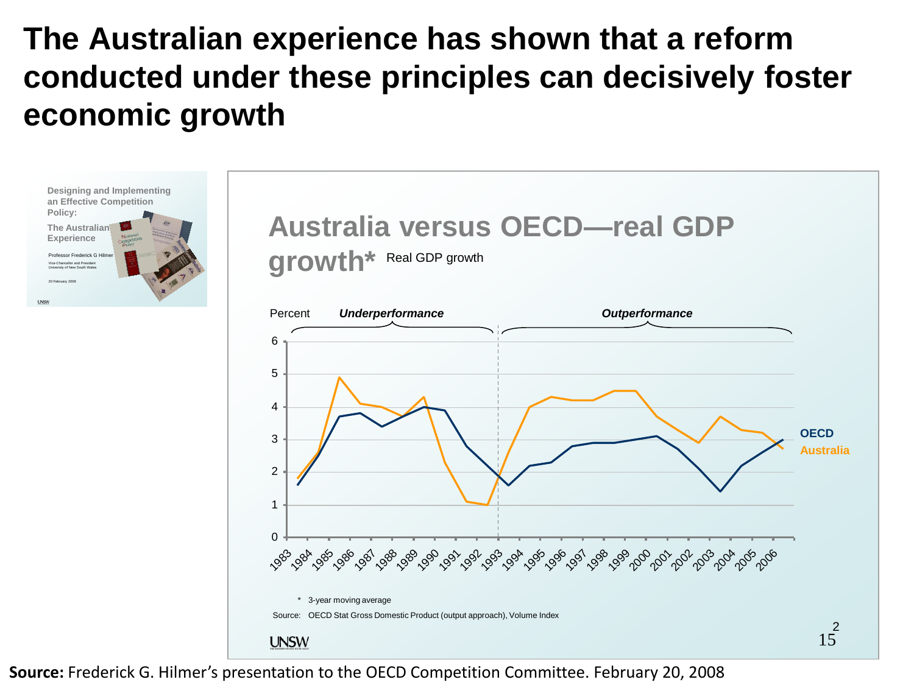# The Australian experience has shown that a reform conducted under these principles can decisively foster economic growth

Designing and Implementing an Effective Competition Policy:

The Australian Experience

Professor Frederick G Hilmer

Vice-Chancellor and President University of New South Wales

20 February 2008

UNSW

## Australia versus OECD—real GDP growth*

Real GDP growth

Percent

*Underperformance*

*Outperformance*

6

5

4

3

2

1

0

1983 1984 1985 1986 1987 1988 1989 1990 1991 1992 1993 1994 1995 1996 1997 1998 1999 2000 2001 2002 2003 2004 2005 2006

OECD

Australia

\* 3-year moving average

Source: OECD Stat Gross Domestic Product (output approach), Volume Index

UNSW

**Source:** Frederick G. Hilmer's presentation to the OECD Competition Committee. February 20, 2008